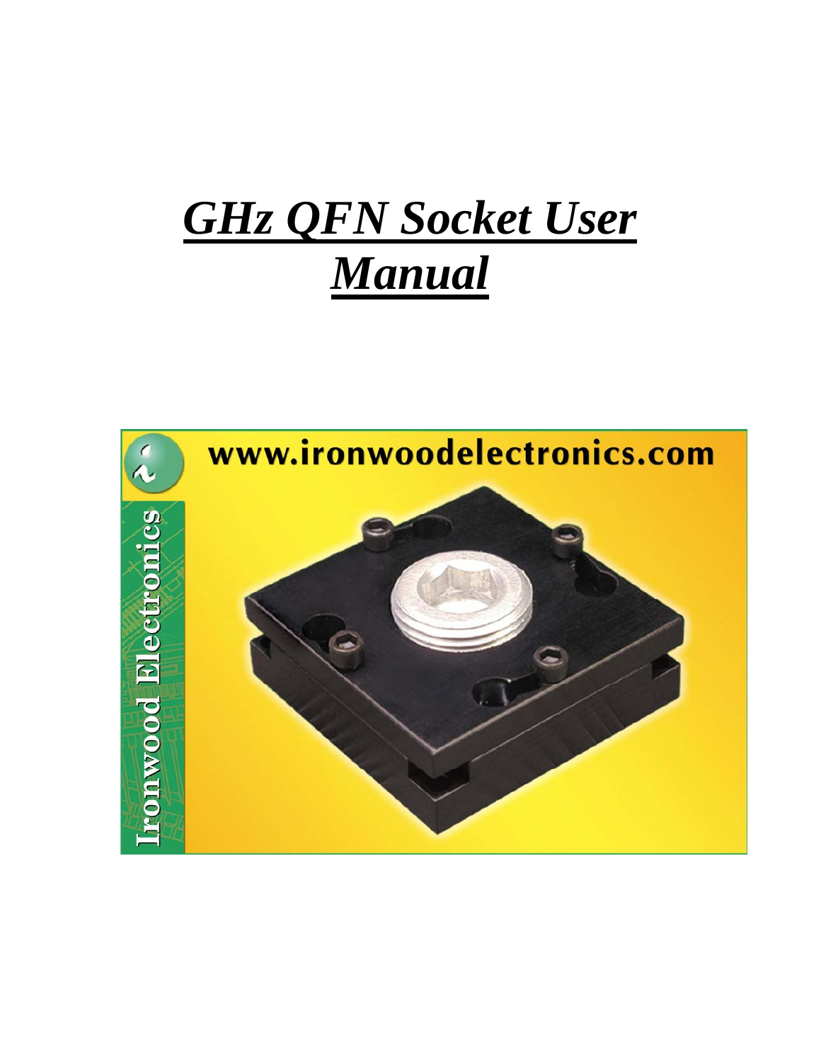# ***GHz QFN Socket User Manual***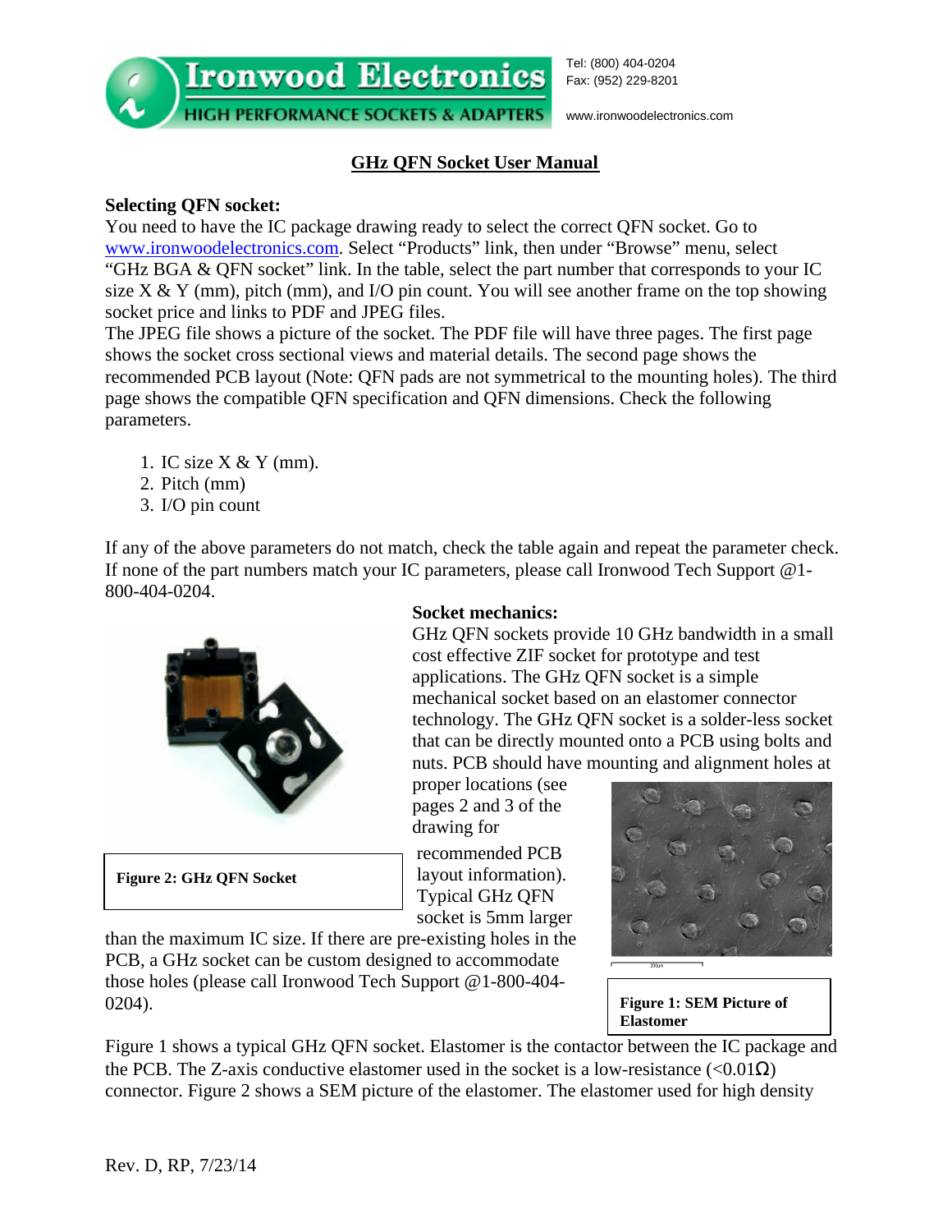Tel: (800) 404-0204
Fax: (952) 229-8201

www.ironwoodelectronics.com

# GHz QFN Socket User Manual

**Selecting QFN socket:**

You need to have the IC package drawing ready to select the correct QFN socket. Go to www.ironwoodelectronics.com. Select "Products" link, then under "Browse" menu, select "GHz BGA & QFN socket" link. In the table, select the part number that corresponds to your IC size X & Y (mm), pitch (mm), and I/O pin count. You will see another frame on the top showing socket price and links to PDF and JPEG files.

The JPEG file shows a picture of the socket. The PDF file will have three pages. The first page shows the socket cross sectional views and material details. The second page shows the recommended PCB layout (Note: QFN pads are not symmetrical to the mounting holes). The third page shows the compatible QFN specification and QFN dimensions. Check the following parameters.

1. IC size X & Y (mm).
2. Pitch (mm)
3. I/O pin count

If any of the above parameters do not match, check the table again and repeat the parameter check. If none of the part numbers match your IC parameters, please call Ironwood Tech Support @1-800-404-0204.

**Socket mechanics:**

GHz QFN sockets provide 10 GHz bandwidth in a small cost effective ZIF socket for prototype and test applications. The GHz QFN socket is a simple mechanical socket based on an elastomer connector technology. The GHz QFN socket is a solder-less socket that can be directly mounted onto a PCB using bolts and nuts. PCB should have mounting and alignment holes at proper locations (see pages 2 and 3 of the drawing for recommended PCB layout information). Typical GHz QFN socket is 5mm larger than the maximum IC size. If there are pre-existing holes in the PCB, a GHz socket can be custom designed to accommodate those holes (please call Ironwood Tech Support @1-800-404-0204).

**Figure 2: GHz QFN Socket**

**Figure 1: SEM Picture of Elastomer**

Figure 1 shows a typical GHz QFN socket. Elastomer is the contactor between the IC package and the PCB. The Z-axis conductive elastomer used in the socket is a low-resistance (<0.01Ω) connector. Figure 2 shows a SEM picture of the elastomer. The elastomer used for high density

Rev. D, RP, 7/23/14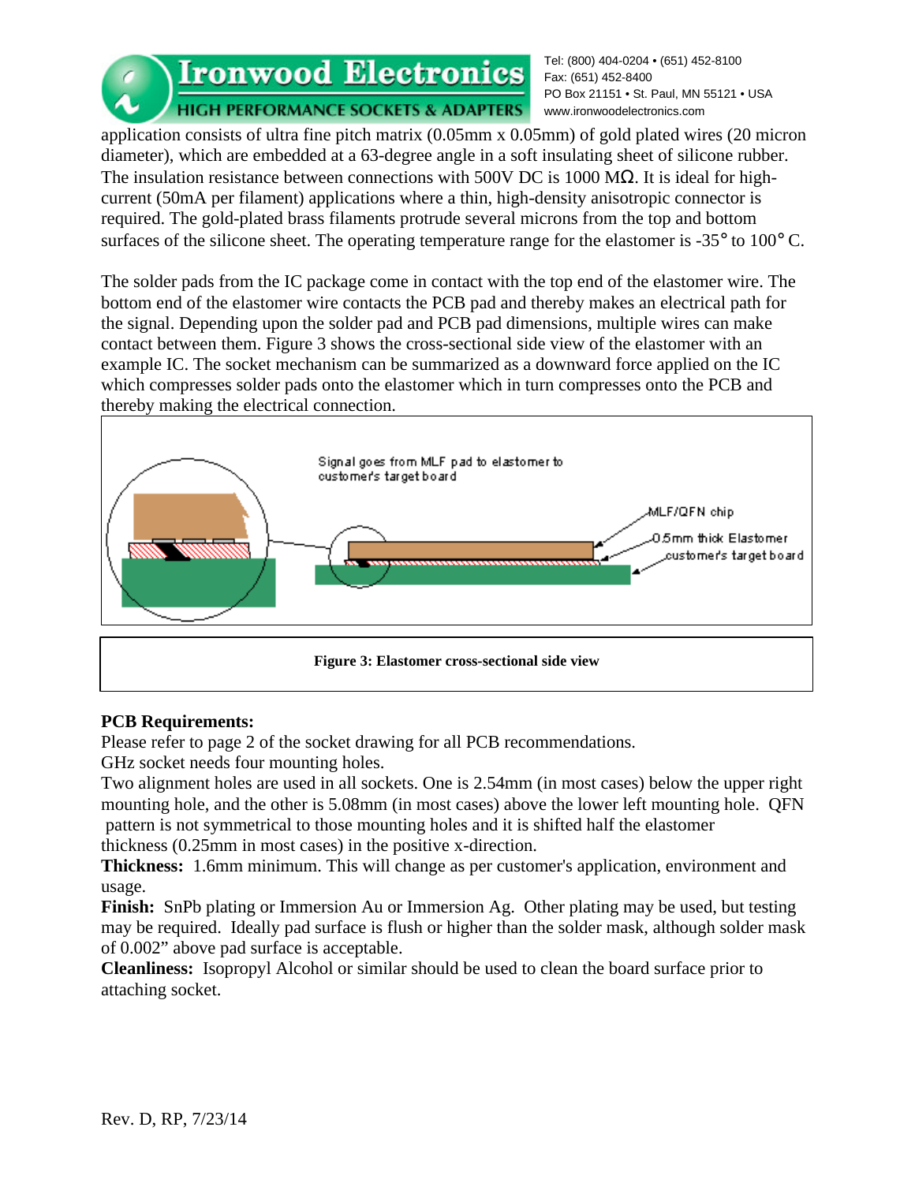application consists of ultra fine pitch matrix (0.05mm x 0.05mm) of gold plated wires (20 micron diameter), which are embedded at a 63-degree angle in a soft insulating sheet of silicone rubber. The insulation resistance between connections with 500V DC is 1000 MΩ. It is ideal for high-current (50mA per filament) applications where a thin, high-density anisotropic connector is required. The gold-plated brass filaments protrude several microns from the top and bottom surfaces of the silicone sheet. The operating temperature range for the elastomer is -35° to 100° C.

The solder pads from the IC package come in contact with the top end of the elastomer wire. The bottom end of the elastomer wire contacts the PCB pad and thereby makes an electrical path for the signal. Depending upon the solder pad and PCB pad dimensions, multiple wires can make contact between them. Figure 3 shows the cross-sectional side view of the elastomer with an example IC. The socket mechanism can be summarized as a downward force applied on the IC which compresses solder pads onto the elastomer which in turn compresses onto the PCB and thereby making the electrical connection.

Signal goes from MLF pad to elastomer to customer's target board

MLF/QFN chip

0.5mm thick Elastomer

customer's target board

**Figure 3: Elastomer cross-sectional side view**

**PCB Requirements:**

Please refer to page 2 of the socket drawing for all PCB recommendations.

GHz socket needs four mounting holes.

Two alignment holes are used in all sockets. One is 2.54mm (in most cases) below the upper right mounting hole, and the other is 5.08mm (in most cases) above the lower left mounting hole. QFN pattern is not symmetrical to those mounting holes and it is shifted half the elastomer thickness (0.25mm in most cases) in the positive x-direction.

**Thickness:** 1.6mm minimum. This will change as per customer's application, environment and usage.

**Finish:** SnPb plating or Immersion Au or Immersion Ag. Other plating may be used, but testing may be required. Ideally pad surface is flush or higher than the solder mask, although solder mask of 0.002" above pad surface is acceptable.

**Cleanliness:** Isopropyl Alcohol or similar should be used to clean the board surface prior to attaching socket.

Rev. D, RP, 7/23/14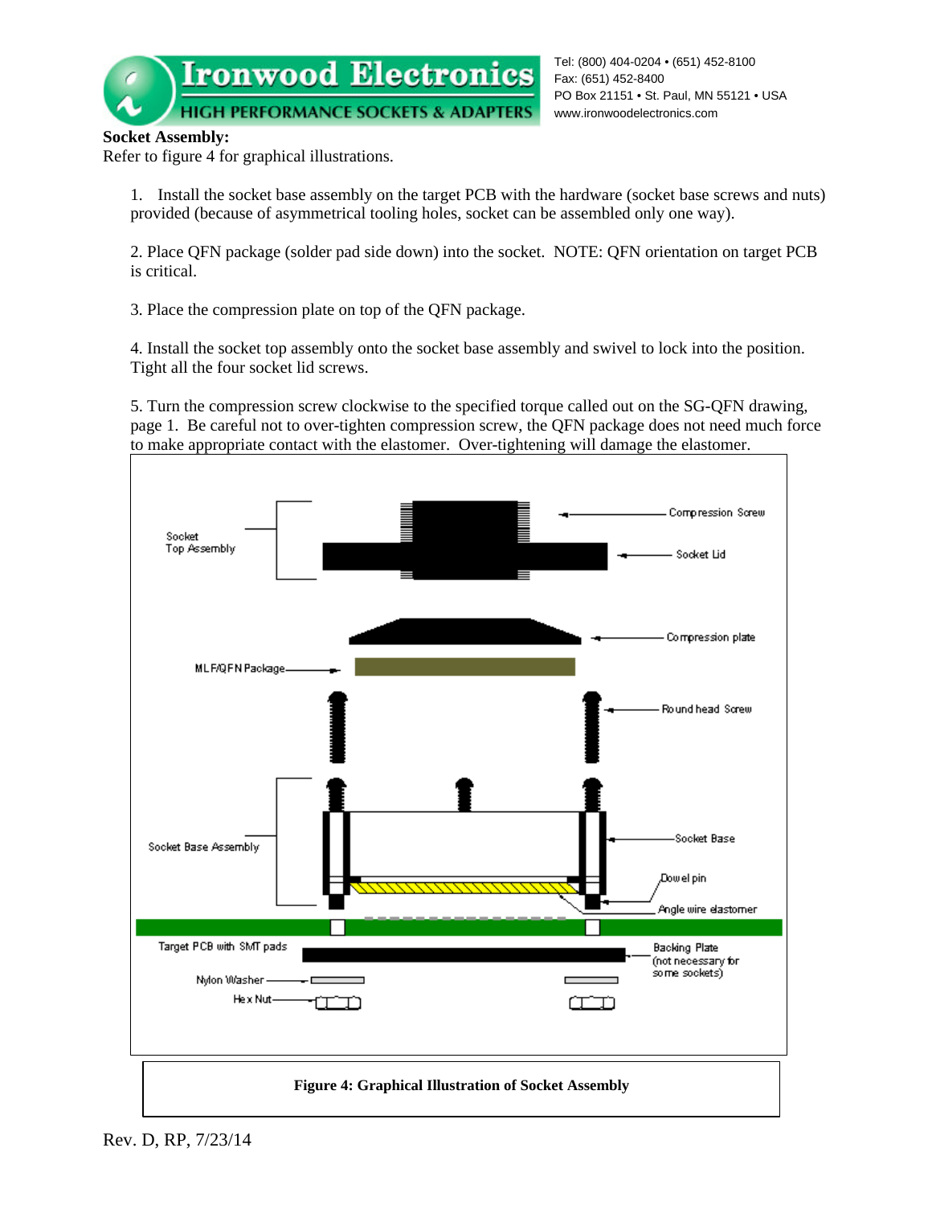**Socket Assembly:**

Refer to figure 4 for graphical illustrations.

1. Install the socket base assembly on the target PCB with the hardware (socket base screws and nuts) provided (because of asymmetrical tooling holes, socket can be assembled only one way).

2. Place QFN package (solder pad side down) into the socket. NOTE: QFN orientation on target PCB is critical.

3. Place the compression plate on top of the QFN package.

4. Install the socket top assembly onto the socket base assembly and swivel to lock into the position. Tight all the four socket lid screws.

5. Turn the compression screw clockwise to the specified torque called out on the SG-QFN drawing, page 1. Be careful not to over-tighten compression screw, the QFN package does not need much force to make appropriate contact with the elastomer. Over-tightening will damage the elastomer.

**Figure 4: Graphical Illustration of Socket Assembly**

Rev. D, RP, 7/23/14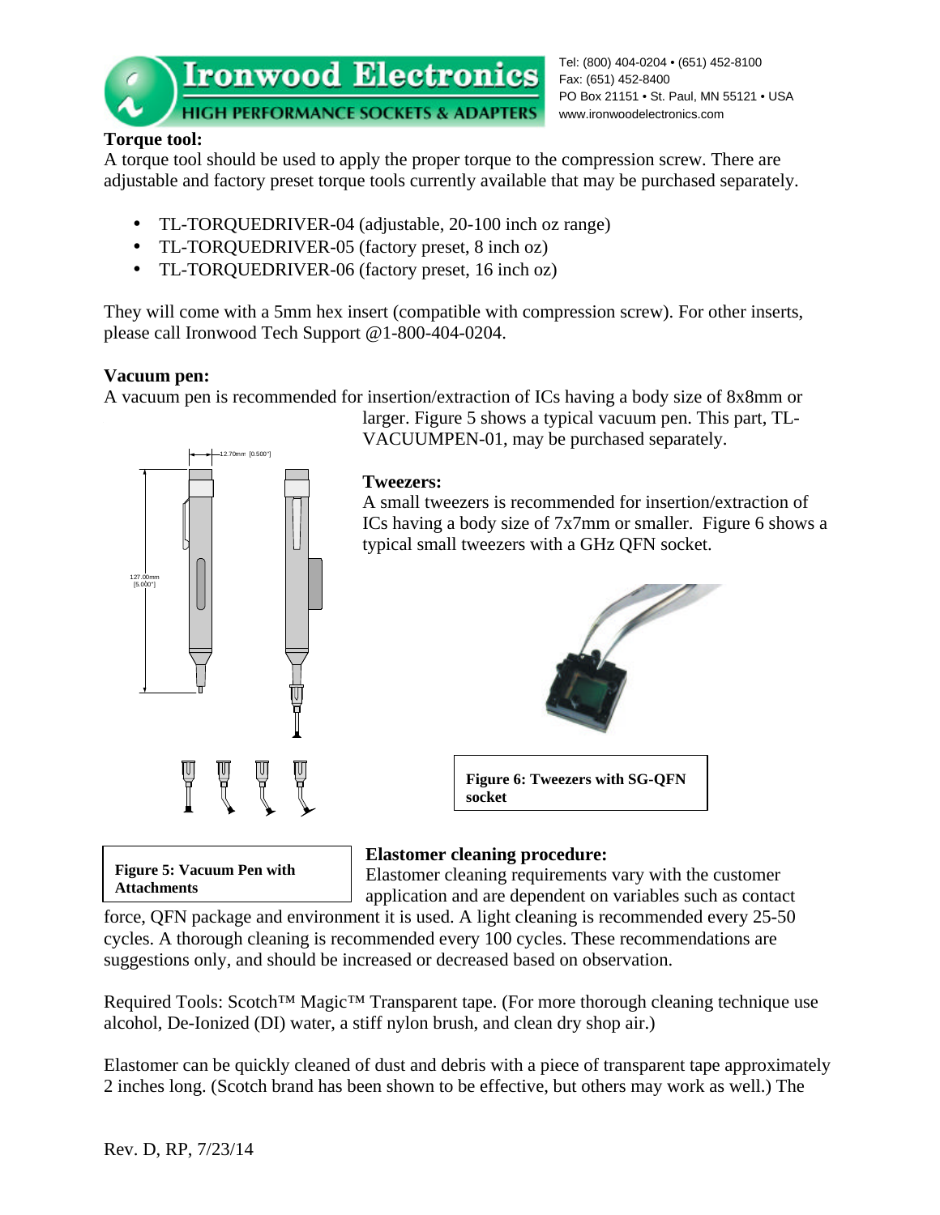### Torque tool:

A torque tool should be used to apply the proper torque to the compression screw. There are adjustable and factory preset torque tools currently available that may be purchased separately.

- TL-TORQUEDRIVER-04 (adjustable, 20-100 inch oz range)
- TL-TORQUEDRIVER-05 (factory preset, 8 inch oz)
- TL-TORQUEDRIVER-06 (factory preset, 16 inch oz)

They will come with a 5mm hex insert (compatible with compression screw). For other inserts, please call Ironwood Tech Support @1-800-404-0204.

### Vacuum pen:

A vacuum pen is recommended for insertion/extraction of ICs having a body size of 8x8mm or larger. Figure 5 shows a typical vacuum pen. This part, TL-VACUUMPEN-01, may be purchased separately.

**Figure 5: Vacuum Pen with Attachments**

### Tweezers:

A small tweezers is recommended for insertion/extraction of ICs having a body size of 7x7mm or smaller. Figure 6 shows a typical small tweezers with a GHz QFN socket.

**Figure 6: Tweezers with SG-QFN socket**

### Elastomer cleaning procedure:

Elastomer cleaning requirements vary with the customer application and are dependent on variables such as contact force, QFN package and environment it is used. A light cleaning is recommended every 25-50 cycles. A thorough cleaning is recommended every 100 cycles. These recommendations are suggestions only, and should be increased or decreased based on observation.

Required Tools: Scotch™ Magic™ Transparent tape. (For more thorough cleaning technique use alcohol, De-Ionized (DI) water, a stiff nylon brush, and clean dry shop air.)

Elastomer can be quickly cleaned of dust and debris with a piece of transparent tape approximately 2 inches long. (Scotch brand has been shown to be effective, but others may work as well.) The

Rev. D, RP, 7/23/14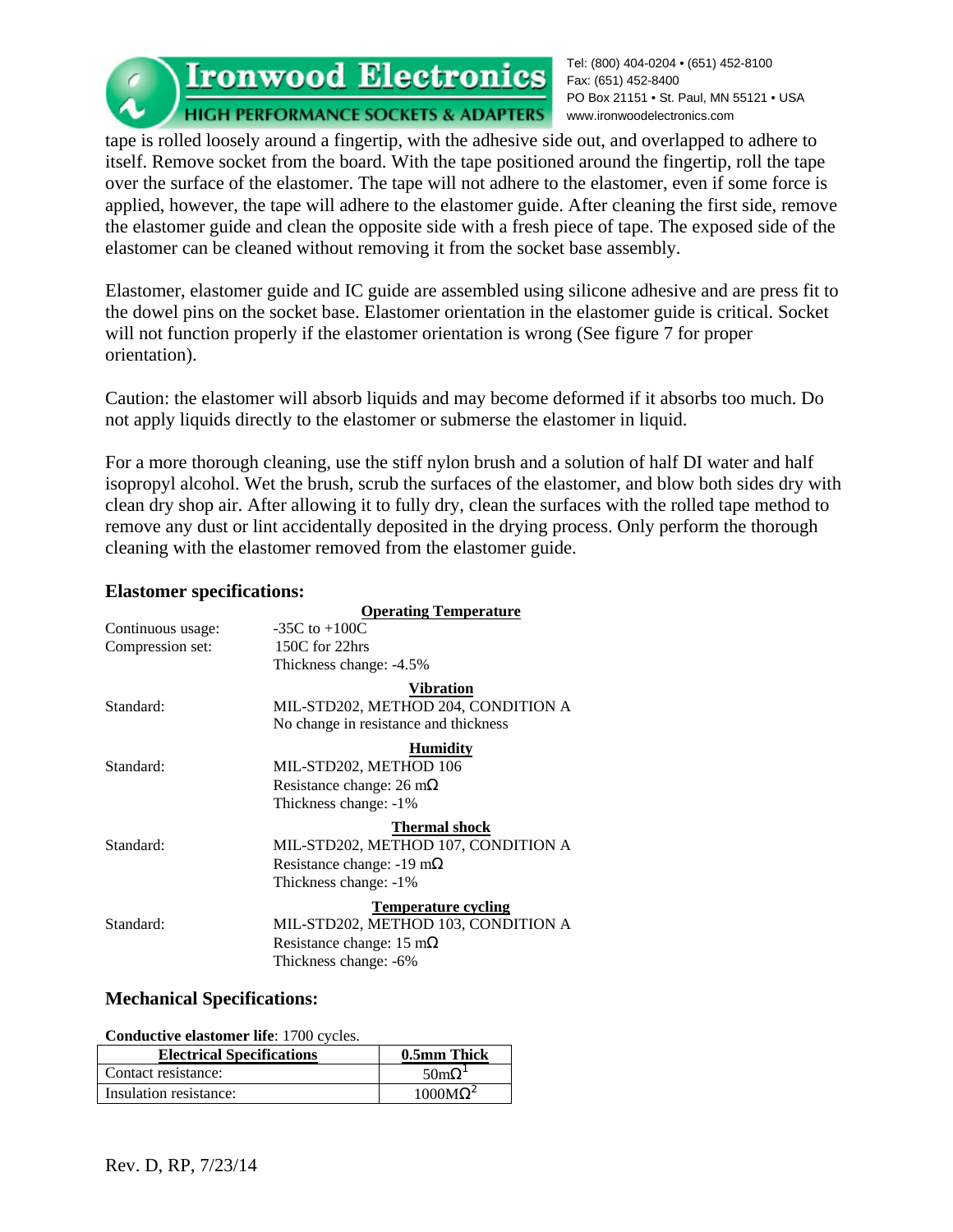tape is rolled loosely around a fingertip, with the adhesive side out, and overlapped to adhere to itself. Remove socket from the board. With the tape positioned around the fingertip, roll the tape over the surface of the elastomer. The tape will not adhere to the elastomer, even if some force is applied, however, the tape will adhere to the elastomer guide. After cleaning the first side, remove the elastomer guide and clean the opposite side with a fresh piece of tape. The exposed side of the elastomer can be cleaned without removing it from the socket base assembly.

Elastomer, elastomer guide and IC guide are assembled using silicone adhesive and are press fit to the dowel pins on the socket base. Elastomer orientation in the elastomer guide is critical. Socket will not function properly if the elastomer orientation is wrong (See figure 7 for proper orientation).

Caution: the elastomer will absorb liquids and may become deformed if it absorbs too much. Do not apply liquids directly to the elastomer or submerse the elastomer in liquid.

For a more thorough cleaning, use the stiff nylon brush and a solution of half DI water and half isopropyl alcohol. Wet the brush, scrub the surfaces of the elastomer, and blow both sides dry with clean dry shop air. After allowing it to fully dry, clean the surfaces with the rolled tape method to remove any dust or lint accidentally deposited in the drying process. Only perform the thorough cleaning with the elastomer removed from the elastomer guide.

## Elastomer specifications:

**Operating Temperature**

Continuous usage: -35C to +100C

Compression set: 150C for 22hrs

Thickness change: -4.5%

**Vibration**

Standard: MIL-STD202, METHOD 204, CONDITION A

No change in resistance and thickness

**Humidity**

Standard: MIL-STD202, METHOD 106

Resistance change: 26 mΩ

Thickness change: -1%

**Thermal shock**

Standard: MIL-STD202, METHOD 107, CONDITION A

Resistance change: -19 mΩ

Thickness change: -1%

**Temperature cycling**

Standard: MIL-STD202, METHOD 103, CONDITION A

Resistance change: 15 mΩ

Thickness change: -6%

## Mechanical Specifications:

**Conductive elastomer life**: 1700 cycles.

| Electrical Specifications | 0.5mm Thick |
|---|---|
| Contact resistance: | 50mΩ[1] |
| Insulation resistance: | 1000MΩ[2] |

Rev. D, RP, 7/23/14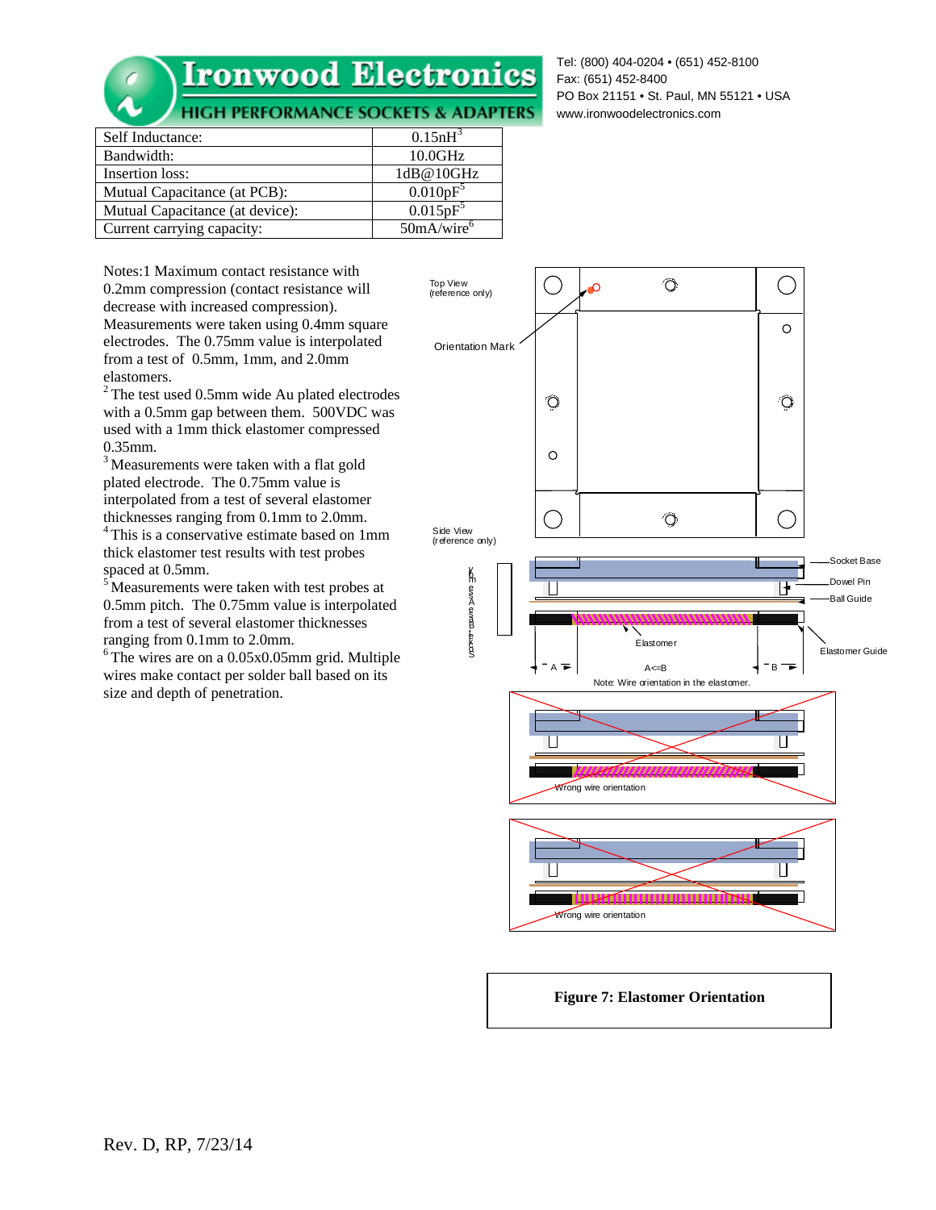| | |
|---|---|
| Self Inductance: | 0.15nH[3] |
| Bandwidth: | 10.0GHz |
| Insertion loss: | 1dB@10GHz |
| Mutual Capacitance (at PCB): | 0.010pF[5] |
| Mutual Capacitance (at device): | 0.015pF[5] |
| Current carrying capacity: | 50mA/wire[6] |

Notes:1 Maximum contact resistance with 0.2mm compression (contact resistance will decrease with increased compression). Measurements were taken using 0.4mm square electrodes. The 0.75mm value is interpolated from a test of 0.5mm, 1mm, and 2.0mm elastomers.

[2] The test used 0.5mm wide Au plated electrodes with a 0.5mm gap between them. 500VDC was used with a 1mm thick elastomer compressed 0.35mm.

[3] Measurements were taken with a flat gold plated electrode. The 0.75mm value is interpolated from a test of several elastomer thicknesses ranging from 0.1mm to 2.0mm.

[4] This is a conservative estimate based on 1mm thick elastomer test results with test probes spaced at 0.5mm.

[5] Measurements were taken with test probes at 0.5mm pitch. The 0.75mm value is interpolated from a test of several elastomer thicknesses ranging from 0.1mm to 2.0mm.

[6] The wires are on a 0.05x0.05mm grid. Multiple wires make contact per solder ball based on its size and depth of penetration.

Top View
(reference only)

Orientation Mark

Side View
(reference only)

Socket Base

Dowel Pin

Ball Guide

Elastomer

Elastomer Guide

A

A<=B

B

Note: Wire orientation in the elastomer.

Wrong wire orientation

Wrong wire orientation

**Figure 7: Elastomer Orientation**

Rev. D, RP, 7/23/14